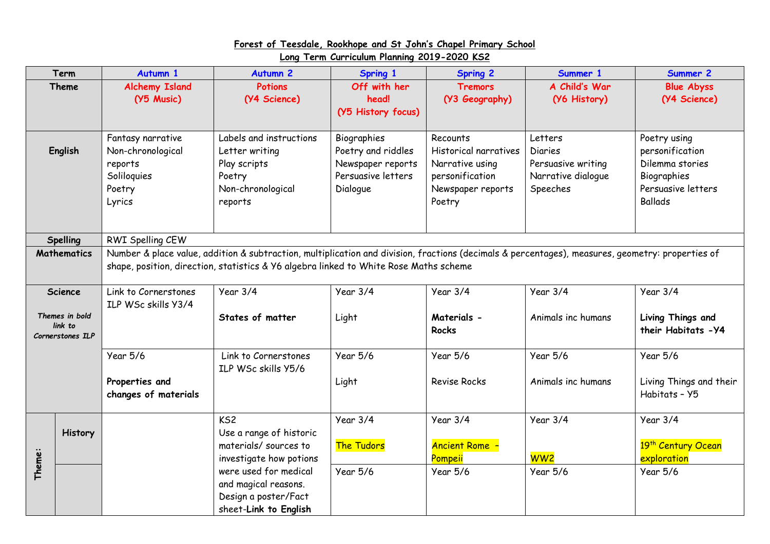**Forest of Teesdale, Rookhope and St John's Chapel Primary School**
**Long Term Curriculum Planning 2019-2020 KS2**

| Term | | Autumn 1 | Autumn 2 | Spring 1 | Spring 2 | Summer 1 | Summer 2 |
|---|---|---|---|---|---|---|---|
| Theme | | Alchemy Island (Y5 Music) | Potions (Y4 Science) | Off with her head! (Y5 History focus) | Tremors (Y3 Geography) | A Child's War (Y6 History) | Blue Abyss (Y4 Science) |
| English | | Fantasy narrative<br>Non-chronological reports<br>Soliloquies<br>Poetry<br>Lyrics | Labels and instructions<br>Letter writing<br>Play scripts<br>Poetry<br>Non-chronological reports | Biographies<br>Poetry and riddles<br>Newspaper reports<br>Persuasive letters<br>Dialogue | Recounts<br>Historical narratives<br>Narrative using personification<br>Newspaper reports<br>Poetry | Letters<br>Diaries<br>Persuasive writing<br>Narrative dialogue<br>Speeches | Poetry using personification<br>Dilemma stories<br>Biographies<br>Persuasive letters<br>Ballads |
| Spelling | | RWI Spelling CEW | | | | | |
| Mathematics | | Number & place value, addition & subtraction, multiplication and division, fractions (decimals & percentages), measures, geometry: properties of shape, position, direction, statistics & Y6 algebra linked to White Rose Maths scheme | | | | | |
| Science<br>*Themes in bold link to Cornerstones ILP* | | Link to Cornerstones ILP WSc skills Y3/4 | Year 3/4<br>**States of matter** | Year 3/4<br>Light | Year 3/4<br>**Materials - Rocks** | Year 3/4<br>Animals inc humans | Year 3/4<br>**Living Things and their Habitats -Y4** |
| | | Year 5/6<br>**Properties and changes of materials** | Link to Cornerstones ILP WSc skills Y5/6 | Year 5/6<br>Light | Year 5/6<br>Revise Rocks | Year 5/6<br>Animals inc humans | Year 5/6<br>Living Things and their Habitats – Y5 |
| Theme: | History | | KS2<br>Use a range of historic materials/ sources to investigate how potions were used for medical and magical reasons. Design a poster/Fact sheet-**Link to English** | Year 3/4<br>The Tudors | Year 3/4<br>Ancient Rome – Pompeii | Year 3/4<br>WW2 | Year 3/4<br>19th Century Ocean exploration |
| | | | | Year 5/6 | Year 5/6 | Year 5/6 | Year 5/6 |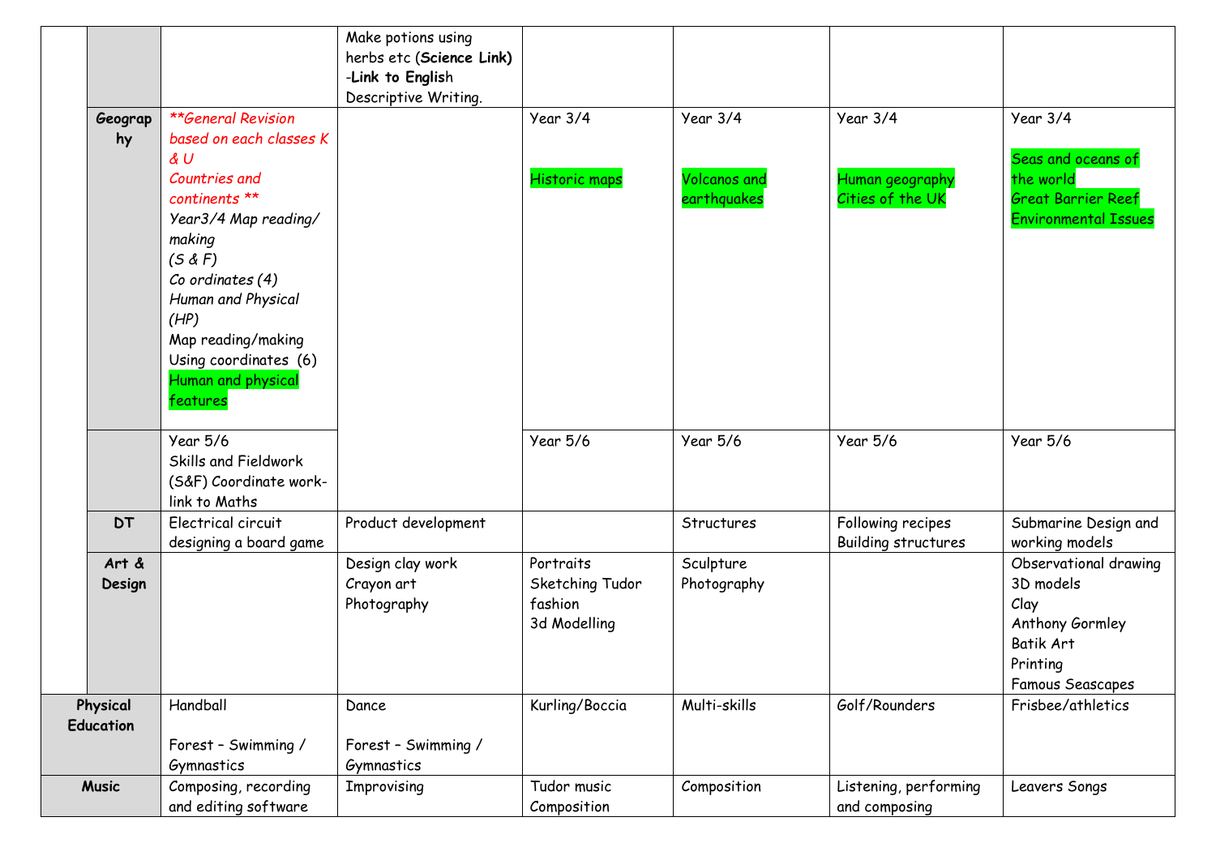| | | | | | | | |
|---|---|---|---|---|---|---|---|
| | | | Make potions using herbs etc (**Science Link)** -**Link to Englis**h Descriptive Writing. | | | | |
| | **Geography** | ***General Revision based on each classes K & U Countries and continents *** *Year3/4 Map reading/ making (S & F) Co ordinates (4) Human and Physical (HP) Map reading/making Using coordinates (6) Human and physical features* | | Year 3/4 Historic maps | Year 3/4 Volcanos and earthquakes | Year 3/4 Human geography Cities of the UK | Year 3/4 Seas and oceans of the world Great Barrier Reef Environmental Issues |
| | | Year 5/6 Skills and Fieldwork (S&F) Coordinate work- link to Maths | | Year 5/6 | Year 5/6 | Year 5/6 | Year 5/6 |
| | **DT** | Electrical circuit designing a board game | Product development | | Structures | Following recipes Building structures | Submarine Design and working models |
| | **Art & Design** | | Design clay work Crayon art Photography | Portraits Sketching Tudor fashion 3d Modelling | Sculpture Photography | | Observational drawing 3D models Clay Anthony Gormley Batik Art Printing Famous Seascapes |
| **Physical Education** | | Handball Forest – Swimming / Gymnastics | Dance Forest – Swimming / Gymnastics | Kurling/Boccia | Multi-skills | Golf/Rounders | Frisbee/athletics |
| **Music** | | Composing, recording and editing software | Improvising | Tudor music Composition | Composition | Listening, performing and composing | Leavers Songs |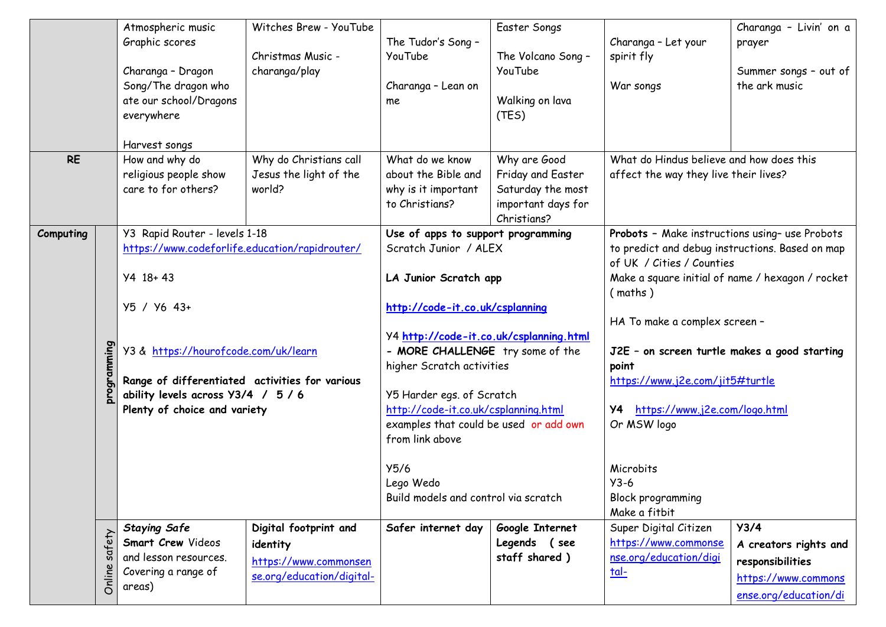| | | | | | | | |
|---|---|---|---|---|---|---|---|
| | | Atmospheric music<br>Graphic scores<br><br>Charanga – Dragon Song/The dragon who ate our school/Dragons everywhere<br><br>Harvest songs | Witches Brew - YouTube<br><br>Christmas Music - charanga/play | The Tudor's Song – YouTube<br><br>Charanga – Lean on me | Easter Songs<br><br>The Volcano Song – YouTube<br><br>Walking on lava (TES) | Charanga – Let your spirit fly<br><br>War songs | Charanga – Livin' on a prayer<br><br>Summer songs – out of the ark music |
| **RE** | | How and why do religious people show care to for others? | Why do Christians call Jesus the light of the world? | What do we know about the Bible and why is it important to Christians? | Why are Good Friday and Easter Saturday the most important days for Christians? | What do Hindus believe and how does this affect the way they live their lives? | |
| **Computing** | programming | Y3 Rapid Router - levels 1-18<br>https://www.codeforlife.education/rapidrouter/<br><br>Y4 18+ 43<br><br>Y5 / Y6 43+<br><br>Y3 & https://hourofcode.com/uk/learn<br><br>**Range of differentiated activities for various ability levels across Y3/4 / 5 / 6**<br>**Plenty of choice and variety** | | **Use of apps to support programming**<br>Scratch Junior / ALEX<br><br>**LA Junior Scratch app**<br><br>**http://code-it.co.uk/csplanning**<br><br>Y4 **http://code-it.co.uk/csplanning.html** - **MORE CHALLENGE** try some of the higher Scratch activities<br><br>Y5 Harder egs. of Scratch<br>http://code-it.co.uk/csplanning.html<br>examples that could be used or add own from link above<br><br>Y5/6<br>Lego Wedo<br>Build models and control via scratch | | **Probots** – Make instructions using– use Probots to predict and debug instructions. Based on map of UK / Cities / Counties<br>Make a square initial of name / hexagon / rocket ( maths )<br><br>HA To make a complex screen –<br><br>**J2E – on screen turtle makes a good starting point**<br>https://www.j2e.com/jit5#turtle<br><br>**Y4** https://www.j2e.com/logo.html<br>Or MSW logo<br><br>Microbits<br>Y3-6<br>Block programming<br>Make a fitbit | |
| | Online safety | ***Staying Safe***<br>**Smart Crew** Videos and lesson resources. Covering a range of areas) | **Digital footprint and identity**<br>https://www.commonsense.org/education/digital- | **Safer internet day** | **Google Internet Legends ( see staff shared )** | Super Digital Citizen<br>https://www.commonsense.org/education/digital- | **Y3/4**<br>**A creators rights and responsibilities**<br>https://www.commonsense.org/education/di |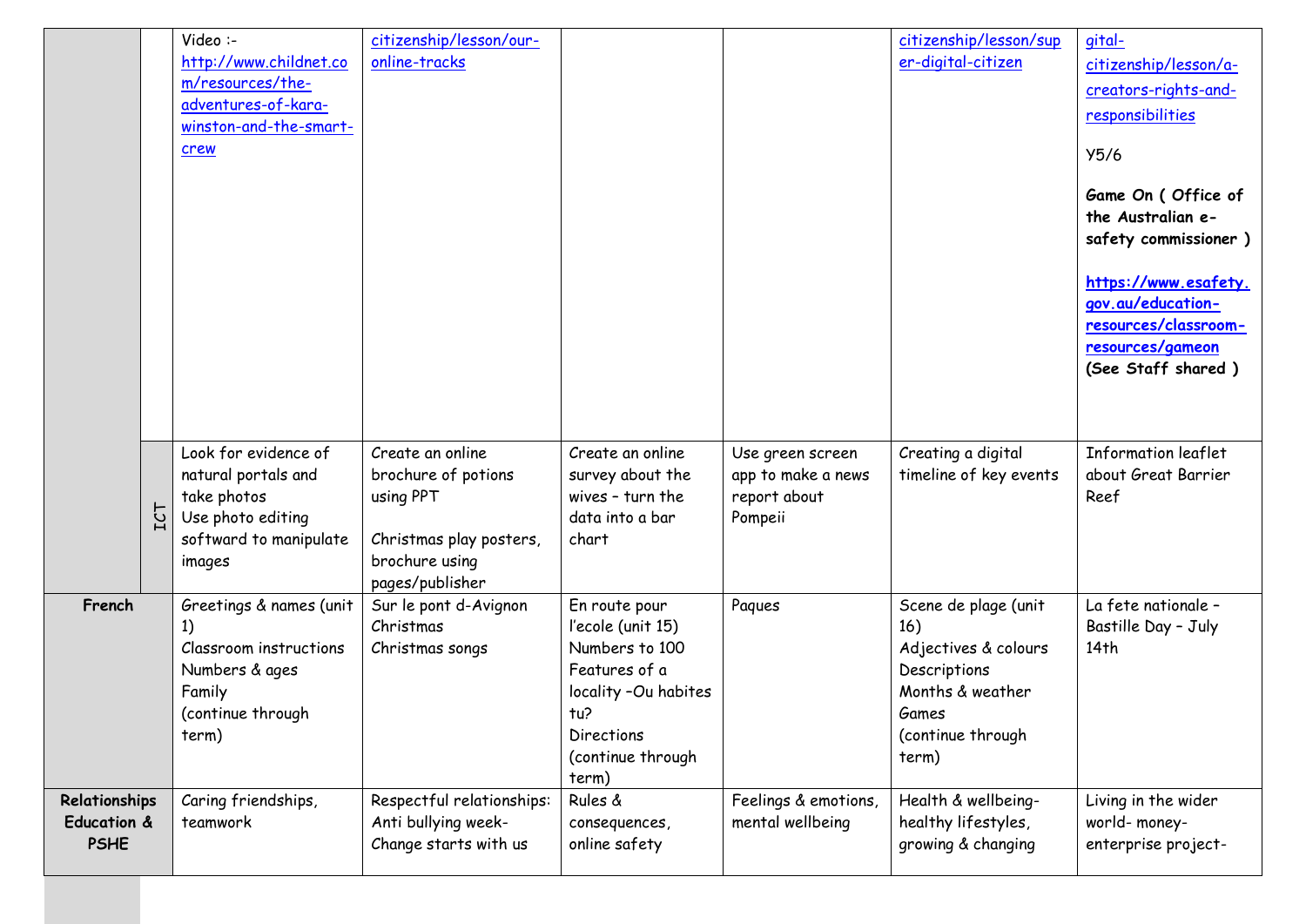| | | | | | | | |
|---|---|---|---|---|---|---|---|
| | | Video :- http://www.childnet.com/resources/the-adventures-of-kara-winston-and-the-smart-crew | citizenship/lesson/our-online-tracks | | | citizenship/lesson/super-digital-citizen | gital-citizenship/lesson/a-creators-rights-and-responsibilities<br><br>Y5/6<br><br>**Game On ( Office of the Australian e-safety commissioner )**<br><br>**https://www.esafety.gov.au/education-resources/classroom-resources/gameon**<br>**(See Staff shared )** |
| | ICT | Look for evidence of natural portals and take photos<br>Use photo editing softward to manipulate images | Create an online brochure of potions using PPT<br><br>Christmas play posters, brochure using pages/publisher | Create an online survey about the wives – turn the data into a bar chart | Use green screen app to make a news report about Pompeii | Creating a digital timeline of key events | Information leaflet about Great Barrier Reef |
| **French** | | Greetings & names (unit 1)<br>Classroom instructions<br>Numbers & ages<br>Family<br>(continue through term) | Sur le pont d-Avignon<br>Christmas<br>Christmas songs | En route pour l'ecole (unit 15)<br>Numbers to 100<br>Features of a locality –Ou habites tu?<br>Directions<br>(continue through term) | Paques | Scene de plage (unit 16)<br>Adjectives & colours<br>Descriptions<br>Months & weather<br>Games<br>(continue through term) | La fete nationale – Bastille Day – July 14th |
| **Relationships Education & PSHE** | | Caring friendships, teamwork | Respectful relationships: Anti bullying week- Change starts with us | Rules & consequences, online safety | Feelings & emotions, mental wellbeing | Health & wellbeing- healthy lifestyles, growing & changing | Living in the wider world- money- enterprise project- |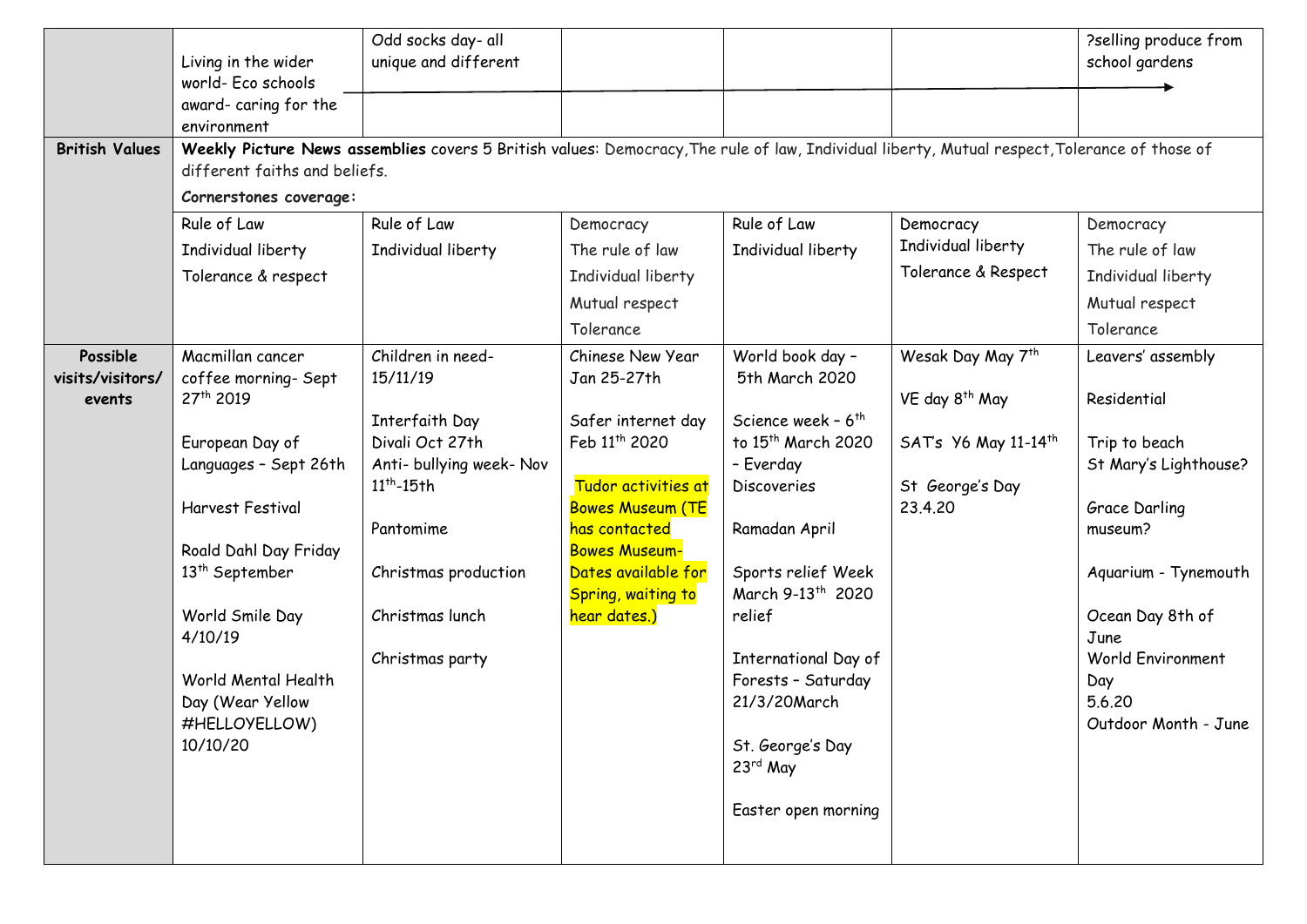| | | | | | | |
|---|---|---|---|---|---|---|
| | Living in the wider world- Eco schools award- caring for the environment | Odd socks day- all unique and different → | | | | ?selling produce from school gardens |
| **British Values** | **Weekly Picture News assemblies** covers 5 British values: Democracy, The rule of law, Individual liberty, Mutual respect, Tolerance of those of different faiths and beliefs.<br>**Cornerstones coverage:** | | | | | |
| | Rule of Law<br>Individual liberty<br>Tolerance & respect | Rule of Law<br>Individual liberty | Democracy<br>The rule of law<br>Individual liberty<br>Mutual respect<br>Tolerance | Rule of Law<br>Individual liberty | Democracy<br>Individual liberty<br>Tolerance & Respect | Democracy<br>The rule of law<br>Individual liberty<br>Mutual respect<br>Tolerance |
| **Possible visits/visitors/ events** | Macmillan cancer coffee morning- Sept 27th 2019<br><br>European Day of Languages – Sept 26th<br><br>Harvest Festival<br><br>Roald Dahl Day Friday 13th September<br><br>World Smile Day 4/10/19<br><br>World Mental Health Day (Wear Yellow #HELLOYELLOW) 10/10/20 | Children in need- 15/11/19<br><br>Interfaith Day<br>Divali Oct 27th<br>Anti- bullying week- Nov 11th-15th<br><br>Pantomime<br><br>Christmas production<br><br>Christmas lunch<br><br>Christmas party | Chinese New Year Jan 25-27th<br><br>Safer internet day Feb 11th 2020<br><br>Tudor activities at Bowes Museum (TE has contacted Bowes Museum- Dates available for Spring, waiting to hear dates.) | World book day – 5th March 2020<br><br>Science week – 6th to 15th March 2020 – Everday Discoveries<br><br>Ramadan April<br><br>Sports relief Week March 9-13th 2020 relief<br><br>International Day of Forests – Saturday 21/3/20March<br><br>St. George's Day 23rd May<br><br>Easter open morning | Wesak Day May 7th<br><br>VE day 8th May<br><br>SAT's Y6 May 11-14th<br><br>St George's Day 23.4.20 | Leavers' assembly<br><br>Residential<br><br>Trip to beach<br>St Mary's Lighthouse?<br><br>Grace Darling museum?<br><br>Aquarium - Tynemouth<br><br>Ocean Day 8th of June<br>World Environment Day<br>5.6.20<br>Outdoor Month - June |